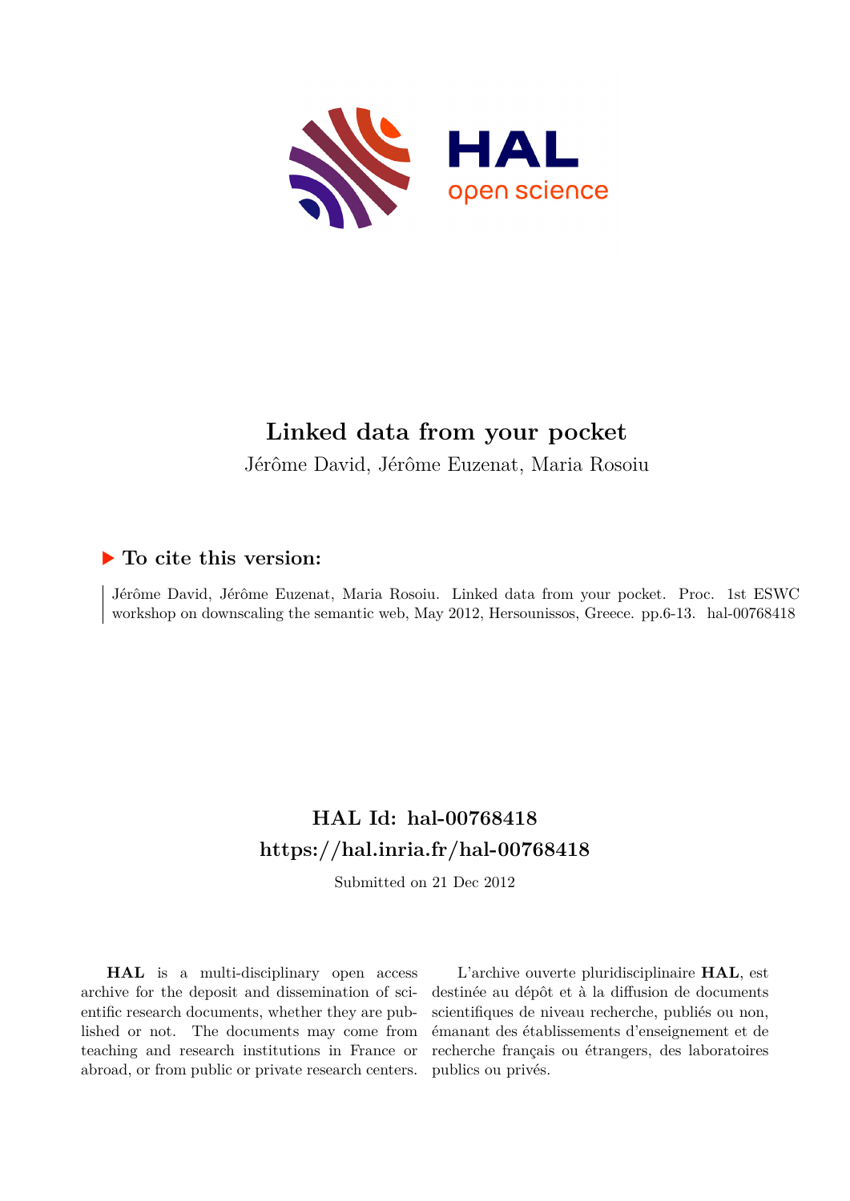# Linked data from your pocket

Jérôme David, Jérôme Euzenat, Maria Rosoiu

## ▶ To cite this version:

Jérôme David, Jérôme Euzenat, Maria Rosoiu. Linked data from your pocket. Proc. 1st ESWC workshop on downscaling the semantic web, May 2012, Hersounissos, Greece. pp.6-13. hal-00768418

## HAL Id: hal-00768418

## https://hal.inria.fr/hal-00768418

Submitted on 21 Dec 2012

**HAL** is a multi-disciplinary open access archive for the deposit and dissemination of scientific research documents, whether they are published or not. The documents may come from teaching and research institutions in France or abroad, or from public or private research centers.

L'archive ouverte pluridisciplinaire **HAL**, est destinée au dépôt et à la diffusion de documents scientifiques de niveau recherche, publiés ou non, émanant des établissements d'enseignement et de recherche français ou étrangers, des laboratoires publics ou privés.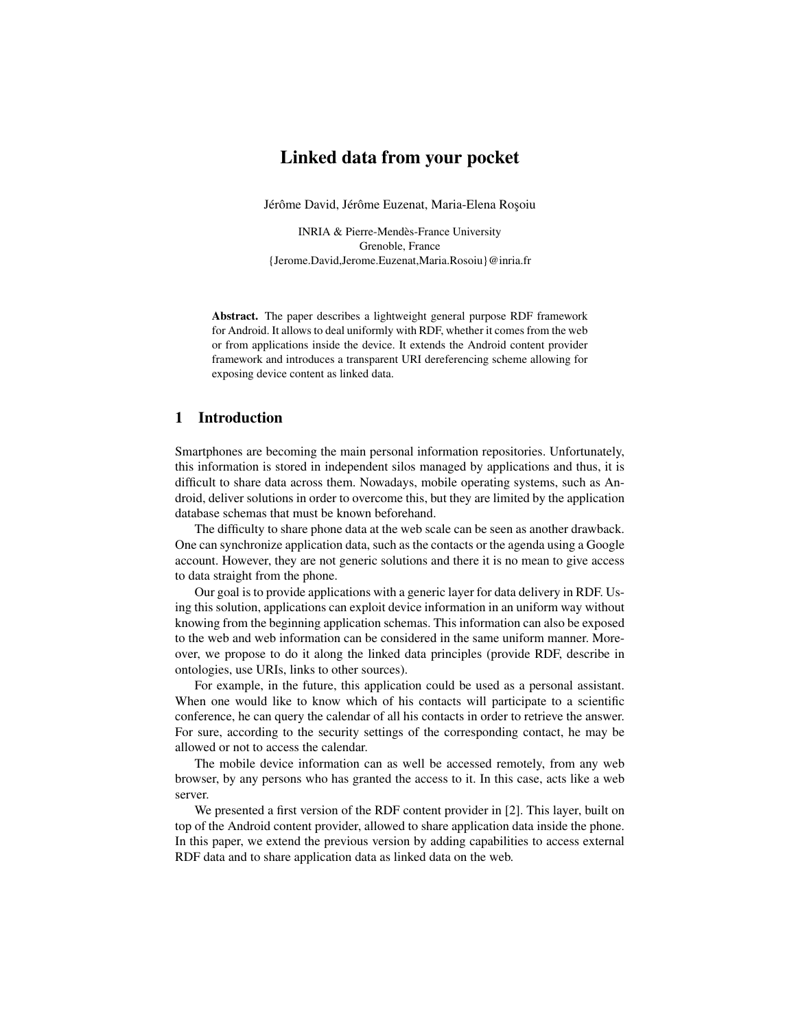# Linked data from your pocket

Jérôme David, Jérôme Euzenat, Maria-Elena Roşoiu

INRIA & Pierre-Mendès-France University  
Grenoble, France  
{Jerome.David,Jerome.Euzenat,Maria.Rosoiu}@inria.fr

**Abstract.** The paper describes a lightweight general purpose RDF framework for Android. It allows to deal uniformly with RDF, whether it comes from the web or from applications inside the device. It extends the Android content provider framework and introduces a transparent URI dereferencing scheme allowing for exposing device content as linked data.

## 1 Introduction

Smartphones are becoming the main personal information repositories. Unfortunately, this information is stored in independent silos managed by applications and thus, it is difficult to share data across them. Nowadays, mobile operating systems, such as Android, deliver solutions in order to overcome this, but they are limited by the application database schemas that must be known beforehand.

The difficulty to share phone data at the web scale can be seen as another drawback. One can synchronize application data, such as the contacts or the agenda using a Google account. However, they are not generic solutions and there it is no mean to give access to data straight from the phone.

Our goal is to provide applications with a generic layer for data delivery in RDF. Using this solution, applications can exploit device information in an uniform way without knowing from the beginning application schemas. This information can also be exposed to the web and web information can be considered in the same uniform manner. Moreover, we propose to do it along the linked data principles (provide RDF, describe in ontologies, use URIs, links to other sources).

For example, in the future, this application could be used as a personal assistant. When one would like to know which of his contacts will participate to a scientific conference, he can query the calendar of all his contacts in order to retrieve the answer. For sure, according to the security settings of the corresponding contact, he may be allowed or not to access the calendar.

The mobile device information can as well be accessed remotely, from any web browser, by any persons who has granted the access to it. In this case, acts like a web server.

We presented a first version of the RDF content provider in [2]. This layer, built on top of the Android content provider, allowed to share application data inside the phone. In this paper, we extend the previous version by adding capabilities to access external RDF data and to share application data as linked data on the web.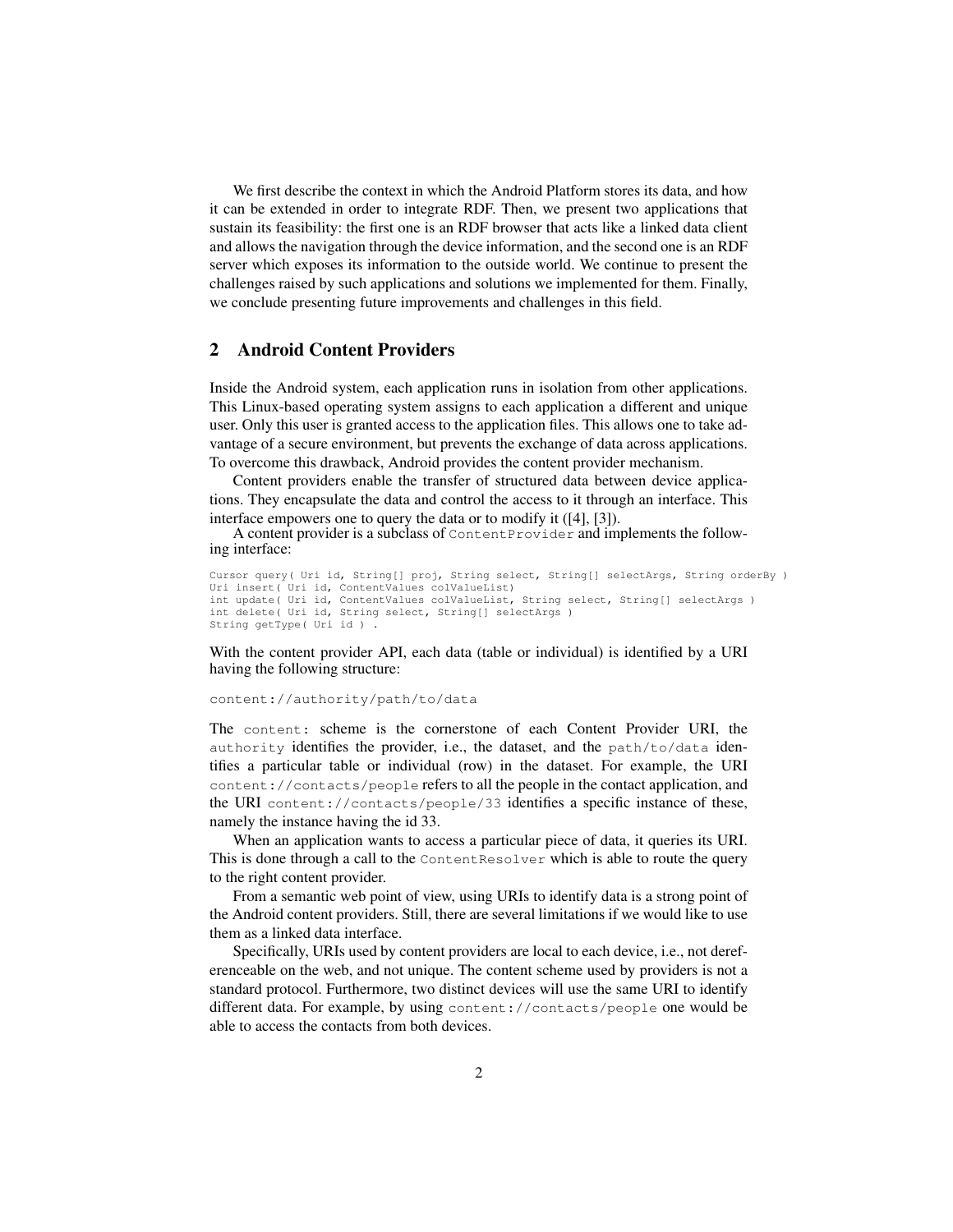We first describe the context in which the Android Platform stores its data, and how it can be extended in order to integrate RDF. Then, we present two applications that sustain its feasibility: the first one is an RDF browser that acts like a linked data client and allows the navigation through the device information, and the second one is an RDF server which exposes its information to the outside world. We continue to present the challenges raised by such applications and solutions we implemented for them. Finally, we conclude presenting future improvements and challenges in this field.

## 2 Android Content Providers

Inside the Android system, each application runs in isolation from other applications. This Linux-based operating system assigns to each application a different and unique user. Only this user is granted access to the application files. This allows one to take advantage of a secure environment, but prevents the exchange of data across applications. To overcome this drawback, Android provides the content provider mechanism.

Content providers enable the transfer of structured data between device applications. They encapsulate the data and control the access to it through an interface. This interface empowers one to query the data or to modify it ([4], [3]).

A content provider is a subclass of `ContentProvider` and implements the following interface:

```
Cursor query( Uri id, String[] proj, String select, String[] selectArgs, String orderBy )
Uri insert( Uri id, ContentValues colValueList)
int update( Uri id, ContentValues colValueList, String select, String[] selectArgs )
int delete( Uri id, String select, String[] selectArgs )
String getType( Uri id ) .
```

With the content provider API, each data (table or individual) is identified by a URI having the following structure:

```
content://authority/path/to/data
```

The `content:` scheme is the cornerstone of each Content Provider URI, the `authority` identifies the provider, i.e., the dataset, and the `path/to/data` identifies a particular table or individual (row) in the dataset. For example, the URI `content://contacts/people` refers to all the people in the contact application, and the URI `content://contacts/people/33` identifies a specific instance of these, namely the instance having the id 33.

When an application wants to access a particular piece of data, it queries its URI. This is done through a call to the `ContentResolver` which is able to route the query to the right content provider.

From a semantic web point of view, using URIs to identify data is a strong point of the Android content providers. Still, there are several limitations if we would like to use them as a linked data interface.

Specifically, URIs used by content providers are local to each device, i.e., not dereferenceable on the web, and not unique. The content scheme used by providers is not a standard protocol. Furthermore, two distinct devices will use the same URI to identify different data. For example, by using `content://contacts/people` one would be able to access the contacts from both devices.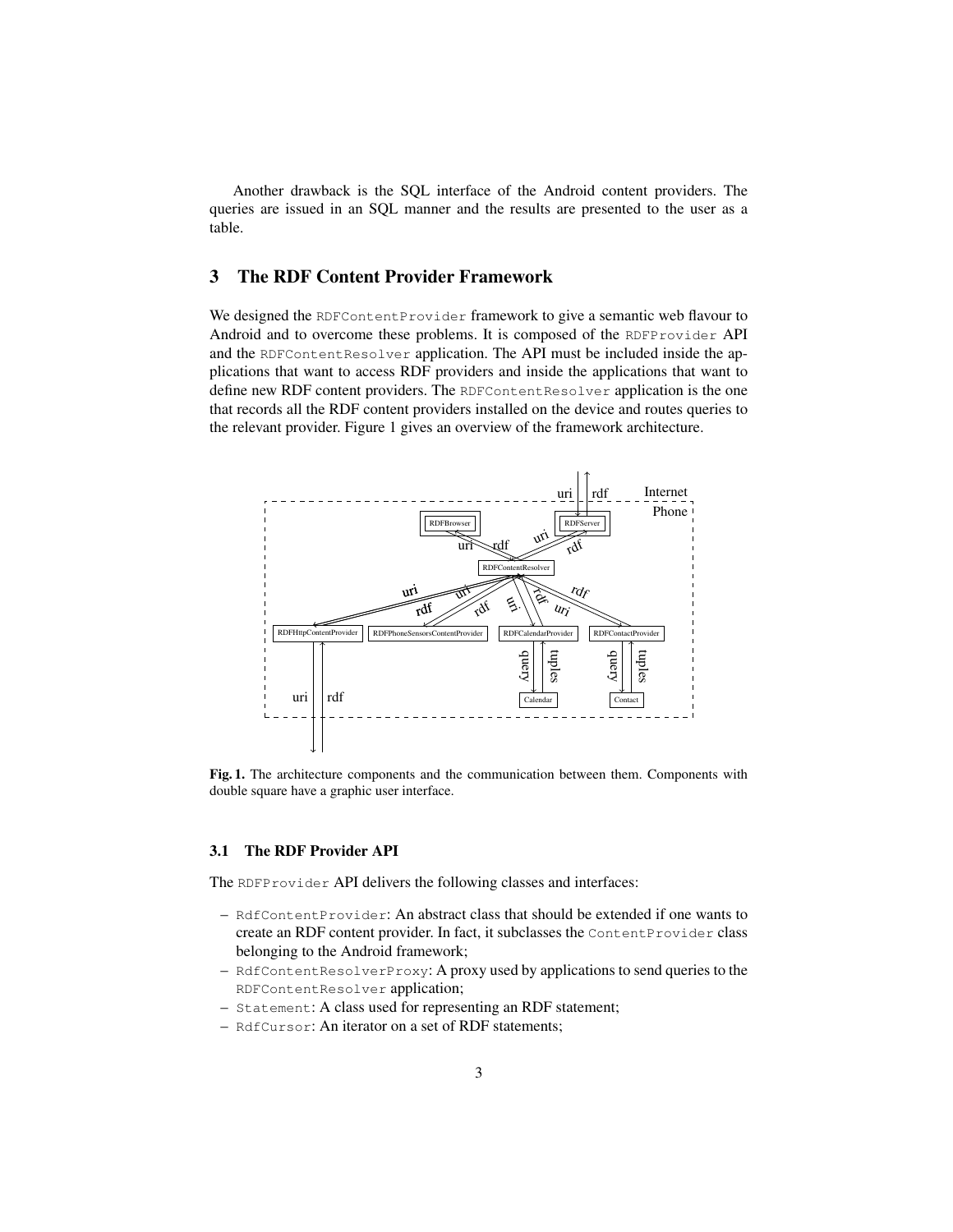Another drawback is the SQL interface of the Android content providers. The queries are issued in an SQL manner and the results are presented to the user as a table.

## 3 The RDF Content Provider Framework

We designed the `RDFContentProvider` framework to give a semantic web flavour to Android and to overcome these problems. It is composed of the `RDFProvider` API and the `RDFContentResolver` application. The API must be included inside the applications that want to access RDF providers and inside the applications that want to define new RDF content providers. The `RDFContentResolver` application is the one that records all the RDF content providers installed on the device and routes queries to the relevant provider. Figure 1 gives an overview of the framework architecture.

**Fig. 1.** The architecture components and the communication between them. Components with double square have a graphic user interface.

### 3.1 The RDF Provider API

The `RDFProvider` API delivers the following classes and interfaces:

- `RdfContentProvider`: An abstract class that should be extended if one wants to create an RDF content provider. In fact, it subclasses the `ContentProvider` class belonging to the Android framework;
- `RdfContentResolverProxy`: A proxy used by applications to send queries to the `RDFContentResolver` application;
- `Statement`: A class used for representing an RDF statement;
- `RdfCursor`: An iterator on a set of RDF statements;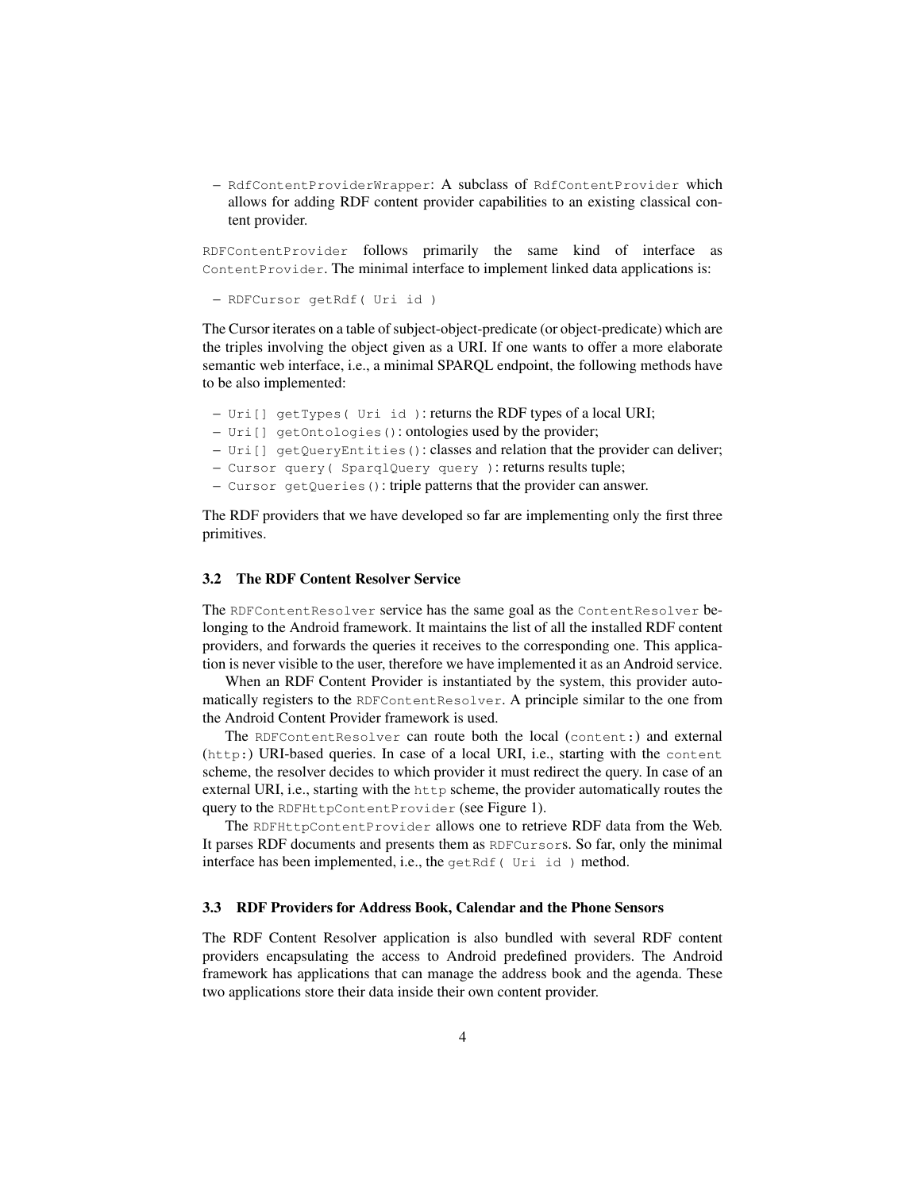– `RdfContentProviderWrapper`: A subclass of `RdfContentProvider` which allows for adding RDF content provider capabilities to an existing classical content provider.

`RDFContentProvider` follows primarily the same kind of interface as `ContentProvider`. The minimal interface to implement linked data applications is:

– `RDFCursor getRdf( Uri id )`

The Cursor iterates on a table of subject-object-predicate (or object-predicate) which are the triples involving the object given as a URI. If one wants to offer a more elaborate semantic web interface, i.e., a minimal SPARQL endpoint, the following methods have to be also implemented:

– `Uri[] getTypes( Uri id )`: returns the RDF types of a local URI;
– `Uri[] getOntologies()`: ontologies used by the provider;
– `Uri[] getQueryEntities()`: classes and relation that the provider can deliver;
– `Cursor query( SparqlQuery query )`: returns results tuple;
– `Cursor getQueries()`: triple patterns that the provider can answer.

The RDF providers that we have developed so far are implementing only the first three primitives.

### 3.2 The RDF Content Resolver Service

The `RDFContentResolver` service has the same goal as the `ContentResolver` belonging to the Android framework. It maintains the list of all the installed RDF content providers, and forwards the queries it receives to the corresponding one. This application is never visible to the user, therefore we have implemented it as an Android service.

When an RDF Content Provider is instantiated by the system, this provider automatically registers to the `RDFContentResolver`. A principle similar to the one from the Android Content Provider framework is used.

The `RDFContentResolver` can route both the local (`content:`) and external (`http:`) URI-based queries. In case of a local URI, i.e., starting with the `content` scheme, the resolver decides to which provider it must redirect the query. In case of an external URI, i.e., starting with the `http` scheme, the provider automatically routes the query to the `RDFHttpContentProvider` (see Figure 1).

The `RDFHttpContentProvider` allows one to retrieve RDF data from the Web. It parses RDF documents and presents them as `RDFCursor`s. So far, only the minimal interface has been implemented, i.e., the `getRdf( Uri id )` method.

### 3.3 RDF Providers for Address Book, Calendar and the Phone Sensors

The RDF Content Resolver application is also bundled with several RDF content providers encapsulating the access to Android predefined providers. The Android framework has applications that can manage the address book and the agenda. These two applications store their data inside their own content provider.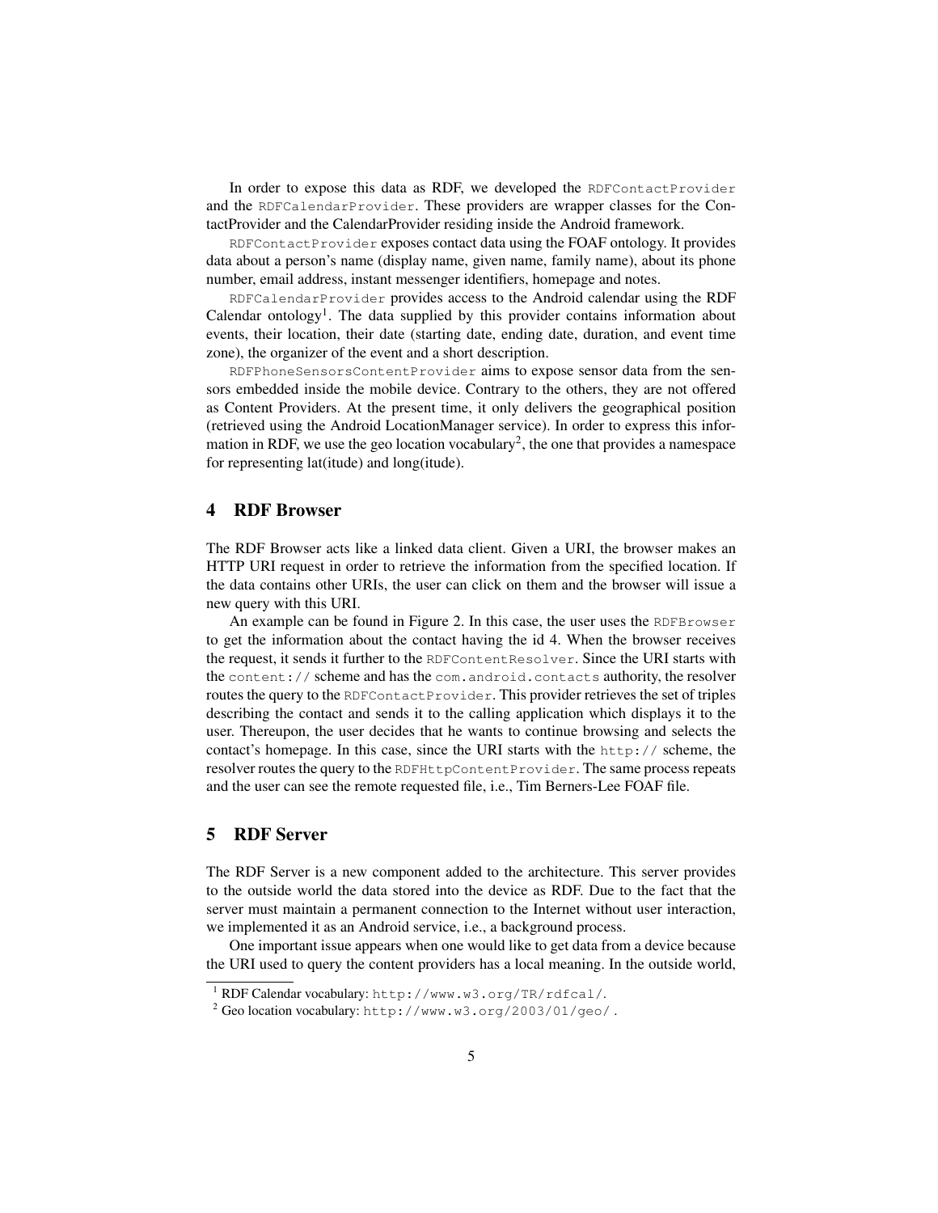In order to expose this data as RDF, we developed the `RDFContactProvider` and the `RDFCalendarProvider`. These providers are wrapper classes for the ContactProvider and the CalendarProvider residing inside the Android framework.

`RDFContactProvider` exposes contact data using the FOAF ontology. It provides data about a person's name (display name, given name, family name), about its phone number, email address, instant messenger identifiers, homepage and notes.

`RDFCalendarProvider` provides access to the Android calendar using the RDF Calendar ontology[1]. The data supplied by this provider contains information about events, their location, their date (starting date, ending date, duration, and event time zone), the organizer of the event and a short description.

`RDFPhoneSensorsContentProvider` aims to expose sensor data from the sensors embedded inside the mobile device. Contrary to the others, they are not offered as Content Providers. At the present time, it only delivers the geographical position (retrieved using the Android LocationManager service). In order to express this information in RDF, we use the geo location vocabulary[2], the one that provides a namespace for representing lat(itude) and long(itude).

## 4 RDF Browser

The RDF Browser acts like a linked data client. Given a URI, the browser makes an HTTP URI request in order to retrieve the information from the specified location. If the data contains other URIs, the user can click on them and the browser will issue a new query with this URI.

An example can be found in Figure 2. In this case, the user uses the `RDFBrowser` to get the information about the contact having the id 4. When the browser receives the request, it sends it further to the `RDFContentResolver`. Since the URI starts with the `content://` scheme and has the `com.android.contacts` authority, the resolver routes the query to the `RDFContactProvider`. This provider retrieves the set of triples describing the contact and sends it to the calling application which displays it to the user. Thereupon, the user decides that he wants to continue browsing and selects the contact's homepage. In this case, since the URI starts with the `http://` scheme, the resolver routes the query to the `RDFHttpContentProvider`. The same process repeats and the user can see the remote requested file, i.e., Tim Berners-Lee FOAF file.

## 5 RDF Server

The RDF Server is a new component added to the architecture. This server provides to the outside world the data stored into the device as RDF. Due to the fact that the server must maintain a permanent connection to the Internet without user interaction, we implemented it as an Android service, i.e., a background process.

One important issue appears when one would like to get data from a device because the URI used to query the content providers has a local meaning. In the outside world,

---

[1] RDF Calendar vocabulary: `http://www.w3.org/TR/rdfcal/`.

[2] Geo location vocabulary: `http://www.w3.org/2003/01/geo/`.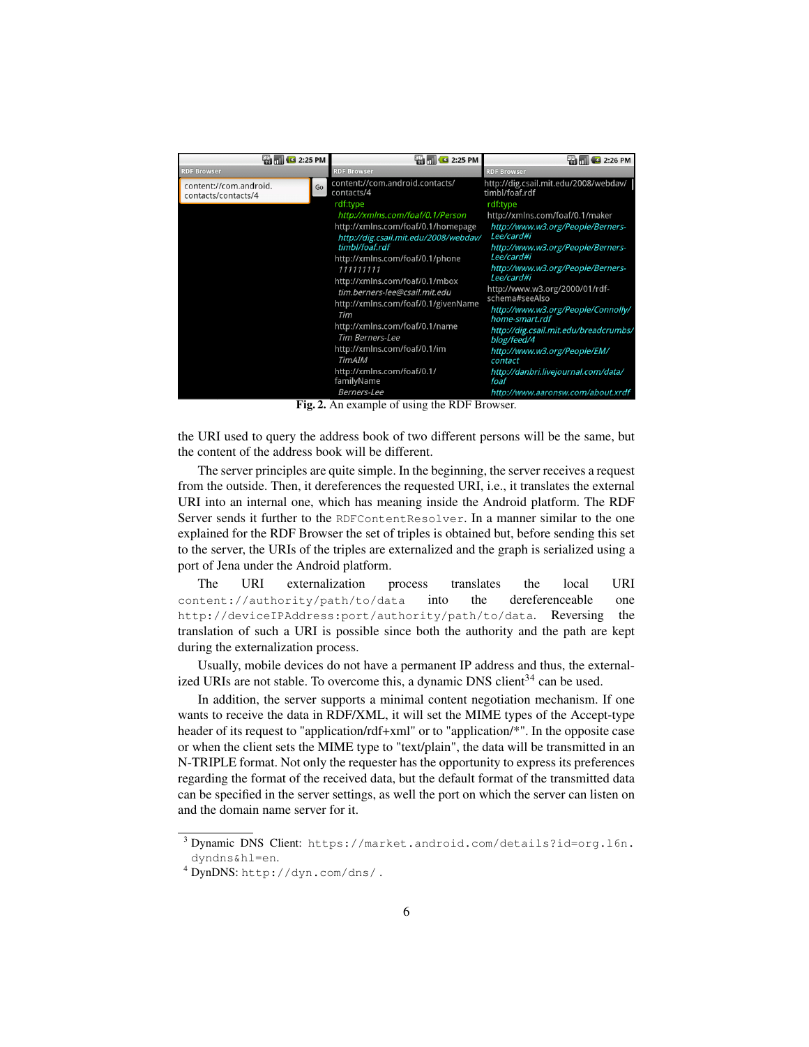**Fig. 2.** An example of using the RDF Browser.

the URI used to query the address book of two different persons will be the same, but the content of the address book will be different.

The server principles are quite simple. In the beginning, the server receives a request from the outside. Then, it dereferences the requested URI, i.e., it translates the external URI into an internal one, which has meaning inside the Android platform. The RDF Server sends it further to the `RDFContentResolver`. In a manner similar to the one explained for the RDF Browser the set of triples is obtained but, before sending this set to the server, the URIs of the triples are externalized and the graph is serialized using a port of Jena under the Android platform.

The URI externalization process translates the local URI `content://authority/path/to/data` into the dereferenceable one `http://deviceIPAddress:port/authority/path/to/data`. Reversing the translation of such a URI is possible since both the authority and the path are kept during the externalization process.

Usually, mobile devices do not have a permanent IP address and thus, the externalized URIs are not stable. To overcome this, a dynamic DNS client[3][4] can be used.

In addition, the server supports a minimal content negotiation mechanism. If one wants to receive the data in RDF/XML, it will set the MIME types of the Accept-type header of its request to "application/rdf+xml" or to "application/*". In the opposite case or when the client sets the MIME type to "text/plain", the data will be transmitted in an N-TRIPLE format. Not only the requester has the opportunity to express its preferences regarding the format of the received data, but the default format of the transmitted data can be specified in the server settings, as well the port on which the server can listen on and the domain name server for it.

---

[3] Dynamic DNS Client: `https://market.android.com/details?id=org.l6n.dyndns&hl=en`.

[4] DynDNS: `http://dyn.com/dns/`.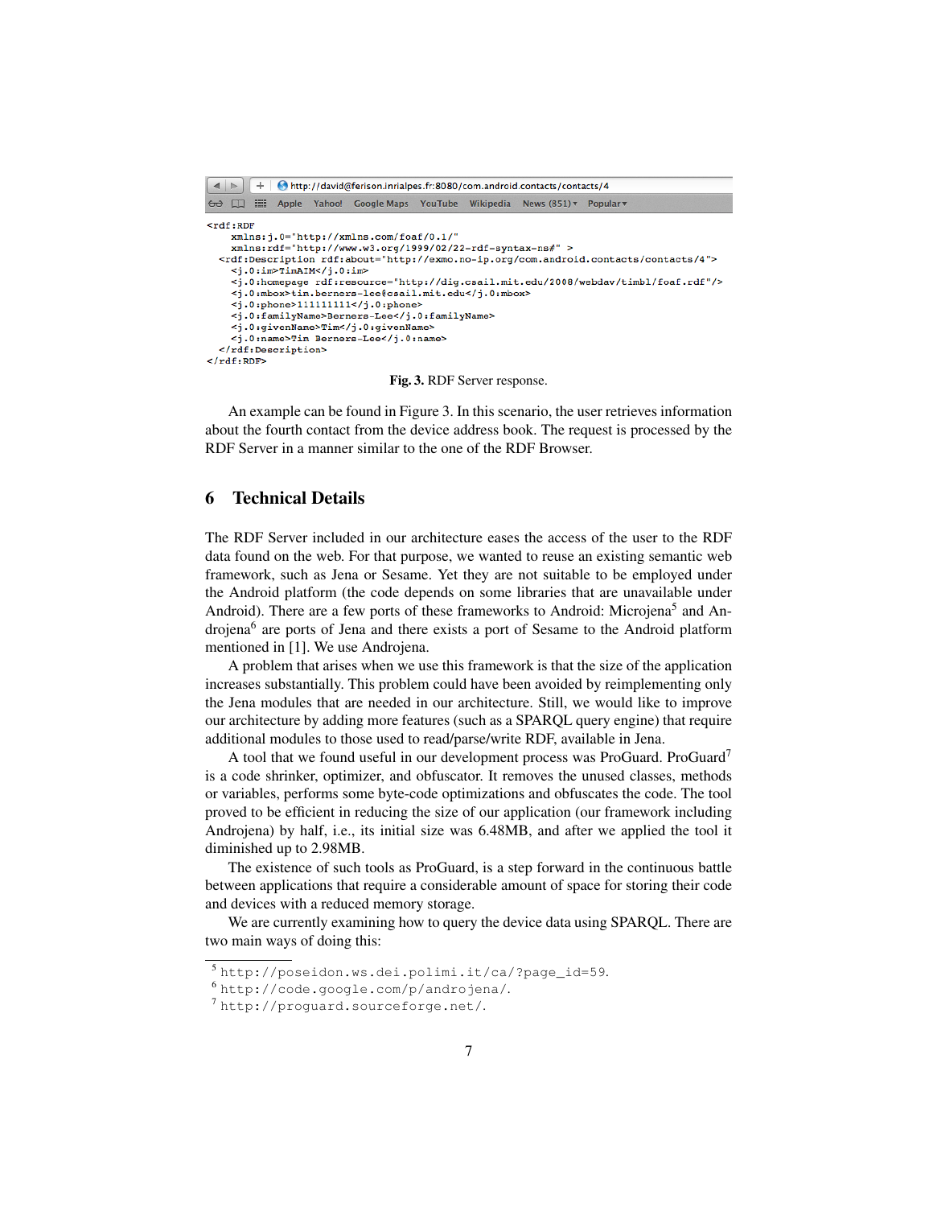```
http://david@ferison.inrialpes.fr:8080/com.android.contacts/contacts/4

<rdf:RDF
    xmlns:j.0="http://xmlns.com/foaf/0.1/"
    xmlns:rdf="http://www.w3.org/1999/02/22-rdf-syntax-ns#" >
  <rdf:Description rdf:about="http://exmo.no-ip.org/com.android.contacts/contacts/4">
    <j.0:im>TimAIM</j.0:im>
    <j.0:homepage rdf:resource="http://dig.csail.mit.edu/2008/webdav/timbl/foaf.rdf"/>
    <j.0:mbox>tim.berners-lee@csail.mit.edu</j.0:mbox>
    <j.0:phone>111111111</j.0:phone>
    <j.0:familyName>Berners-Lee</j.0:familyName>
    <j.0:givenName>Tim</j.0:givenName>
    <j.0:name>Tim Berners-Lee</j.0:name>
  </rdf:Description>
</rdf:RDF>
```

**Fig. 3.** RDF Server response.

An example can be found in Figure 3. In this scenario, the user retrieves information about the fourth contact from the device address book. The request is processed by the RDF Server in a manner similar to the one of the RDF Browser.

## 6 Technical Details

The RDF Server included in our architecture eases the access of the user to the RDF data found on the web. For that purpose, we wanted to reuse an existing semantic web framework, such as Jena or Sesame. Yet they are not suitable to be employed under the Android platform (the code depends on some libraries that are unavailable under Android). There are a few ports of these frameworks to Android: Microjena[5] and Androjena[6] are ports of Jena and there exists a port of Sesame to the Android platform mentioned in [1]. We use Androjena.

A problem that arises when we use this framework is that the size of the application increases substantially. This problem could have been avoided by reimplementing only the Jena modules that are needed in our architecture. Still, we would like to improve our architecture by adding more features (such as a SPARQL query engine) that require additional modules to those used to read/parse/write RDF, available in Jena.

A tool that we found useful in our development process was ProGuard. ProGuard[7] is a code shrinker, optimizer, and obfuscator. It removes the unused classes, methods or variables, performs some byte-code optimizations and obfuscates the code. The tool proved to be efficient in reducing the size of our application (our framework including Androjena) by half, i.e., its initial size was 6.48MB, and after we applied the tool it diminished up to 2.98MB.

The existence of such tools as ProGuard, is a step forward in the continuous battle between applications that require a considerable amount of space for storing their code and devices with a reduced memory storage.

We are currently examining how to query the device data using SPARQL. There are two main ways of doing this:

---

[5] http://poseidon.ws.dei.polimi.it/ca/?page_id=59.

[6] http://code.google.com/p/androjena/.

[7] http://proguard.sourceforge.net/.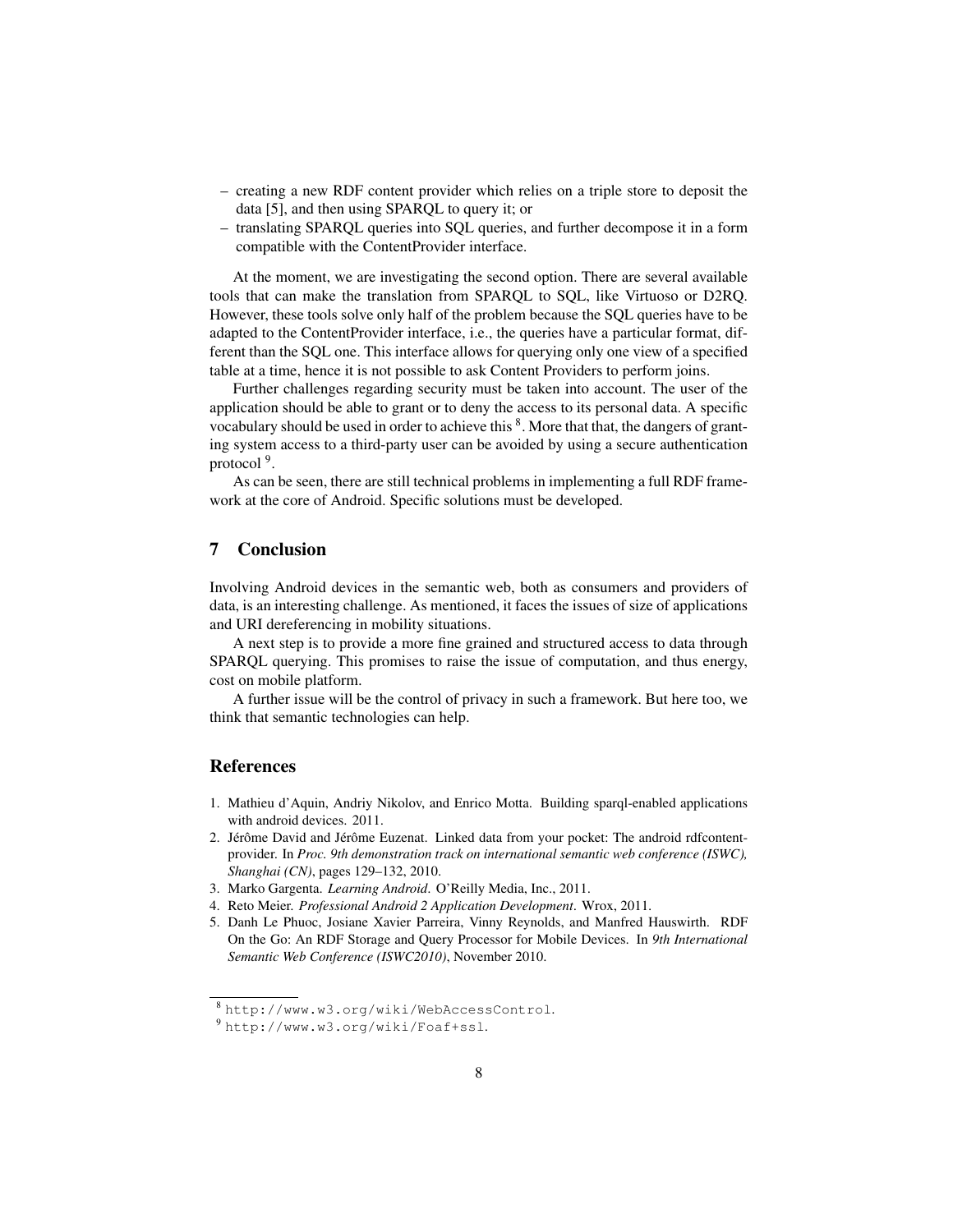- creating a new RDF content provider which relies on a triple store to deposit the data [5], and then using SPARQL to query it; or
- translating SPARQL queries into SQL queries, and further decompose it in a form compatible with the ContentProvider interface.

At the moment, we are investigating the second option. There are several available tools that can make the translation from SPARQL to SQL, like Virtuoso or D2RQ. However, these tools solve only half of the problem because the SQL queries have to be adapted to the ContentProvider interface, i.e., the queries have a particular format, different than the SQL one. This interface allows for querying only one view of a specified table at a time, hence it is not possible to ask Content Providers to perform joins.

Further challenges regarding security must be taken into account. The user of the application should be able to grant or to deny the access to its personal data. A specific vocabulary should be used in order to achieve this [8]. More that that, the dangers of granting system access to a third-party user can be avoided by using a secure authentication protocol [9].

As can be seen, there are still technical problems in implementing a full RDF framework at the core of Android. Specific solutions must be developed.

## 7 Conclusion

Involving Android devices in the semantic web, both as consumers and providers of data, is an interesting challenge. As mentioned, it faces the issues of size of applications and URI dereferencing in mobility situations.

A next step is to provide a more fine grained and structured access to data through SPARQL querying. This promises to raise the issue of computation, and thus energy, cost on mobile platform.

A further issue will be the control of privacy in such a framework. But here too, we think that semantic technologies can help.

## References

1. Mathieu d'Aquin, Andriy Nikolov, and Enrico Motta. Building sparql-enabled applications with android devices. 2011.
2. Jérôme David and Jérôme Euzenat. Linked data from your pocket: The android rdfcontentprovider. In *Proc. 9th demonstration track on international semantic web conference (ISWC), Shanghai (CN)*, pages 129–132, 2010.
3. Marko Gargenta. *Learning Android*. O'Reilly Media, Inc., 2011.
4. Reto Meier. *Professional Android 2 Application Development*. Wrox, 2011.
5. Danh Le Phuoc, Josiane Xavier Parreira, Vinny Reynolds, and Manfred Hauswirth. RDF On the Go: An RDF Storage and Query Processor for Mobile Devices. In *9th International Semantic Web Conference (ISWC2010)*, November 2010.

[8] http://www.w3.org/wiki/WebAccessControl.

[9] http://www.w3.org/wiki/Foaf+ssl.